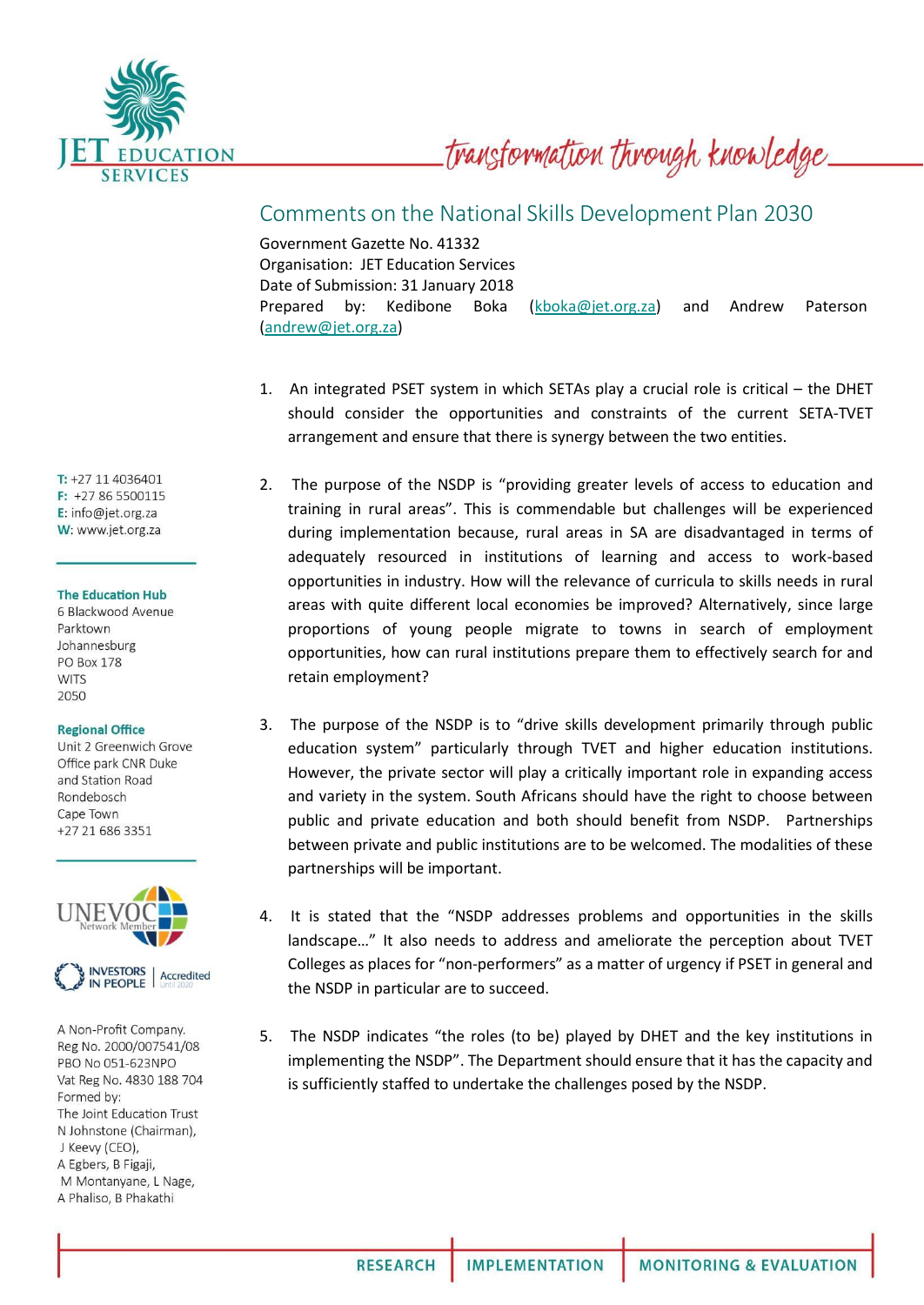JET EDUCATION SERVICES

*transformation through knowledge*

# Comments on the National Skills Development Plan 2030

Government Gazette No. 41332
Organisation: JET Education Services
Date of Submission: 31 January 2018
Prepared by: Kedibone Boka (kboka@jet.org.za) and Andrew Paterson (andrew@jet.org.za)

1. An integrated PSET system in which SETAs play a crucial role is critical – the DHET should consider the opportunities and constraints of the current SETA-TVET arrangement and ensure that there is synergy between the two entities.

2. The purpose of the NSDP is "providing greater levels of access to education and training in rural areas". This is commendable but challenges will be experienced during implementation because, rural areas in SA are disadvantaged in terms of adequately resourced in institutions of learning and access to work-based opportunities in industry. How will the relevance of curricula to skills needs in rural areas with quite different local economies be improved? Alternatively, since large proportions of young people migrate to towns in search of employment opportunities, how can rural institutions prepare them to effectively search for and retain employment?

3. The purpose of the NSDP is to "drive skills development primarily through public education system" particularly through TVET and higher education institutions. However, the private sector will play a critically important role in expanding access and variety in the system. South Africans should have the right to choose between public and private education and both should benefit from NSDP. Partnerships between private and public institutions are to be welcomed. The modalities of these partnerships will be important.

4. It is stated that the "NSDP addresses problems and opportunities in the skills landscape…" It also needs to address and ameliorate the perception about TVET Colleges as places for "non-performers" as a matter of urgency if PSET in general and the NSDP in particular are to succeed.

5. The NSDP indicates "the roles (to be) played by DHET and the key institutions in implementing the NSDP". The Department should ensure that it has the capacity and is sufficiently staffed to undertake the challenges posed by the NSDP.

**T:** +27 11 4036401
**F:** +27 86 5500115
**E:** info@jet.org.za
**W:** www.jet.org.za

**The Education Hub**
6 Blackwood Avenue
Parktown
Johannesburg
PO Box 178
WITS
2050

**Regional Office**
Unit 2 Greenwich Grove
Office park CNR Duke
and Station Road
Rondebosch
Cape Town
+27 21 686 3351

UNEVOC Network Member

INVESTORS IN PEOPLE | Accredited Until 2020

A Non-Profit Company.
Reg No. 2000/007541/08
PBO No 051-623NPO
Vat Reg No. 4830 188 704
Formed by:
The Joint Education Trust
N Johnstone (Chairman),
J Keevy (CEO),
A Egbers, B Figaji,
M Montanyane, L Nage,
A Phaliso, B Phakathi

RESEARCH | IMPLEMENTATION | MONITORING & EVALUATION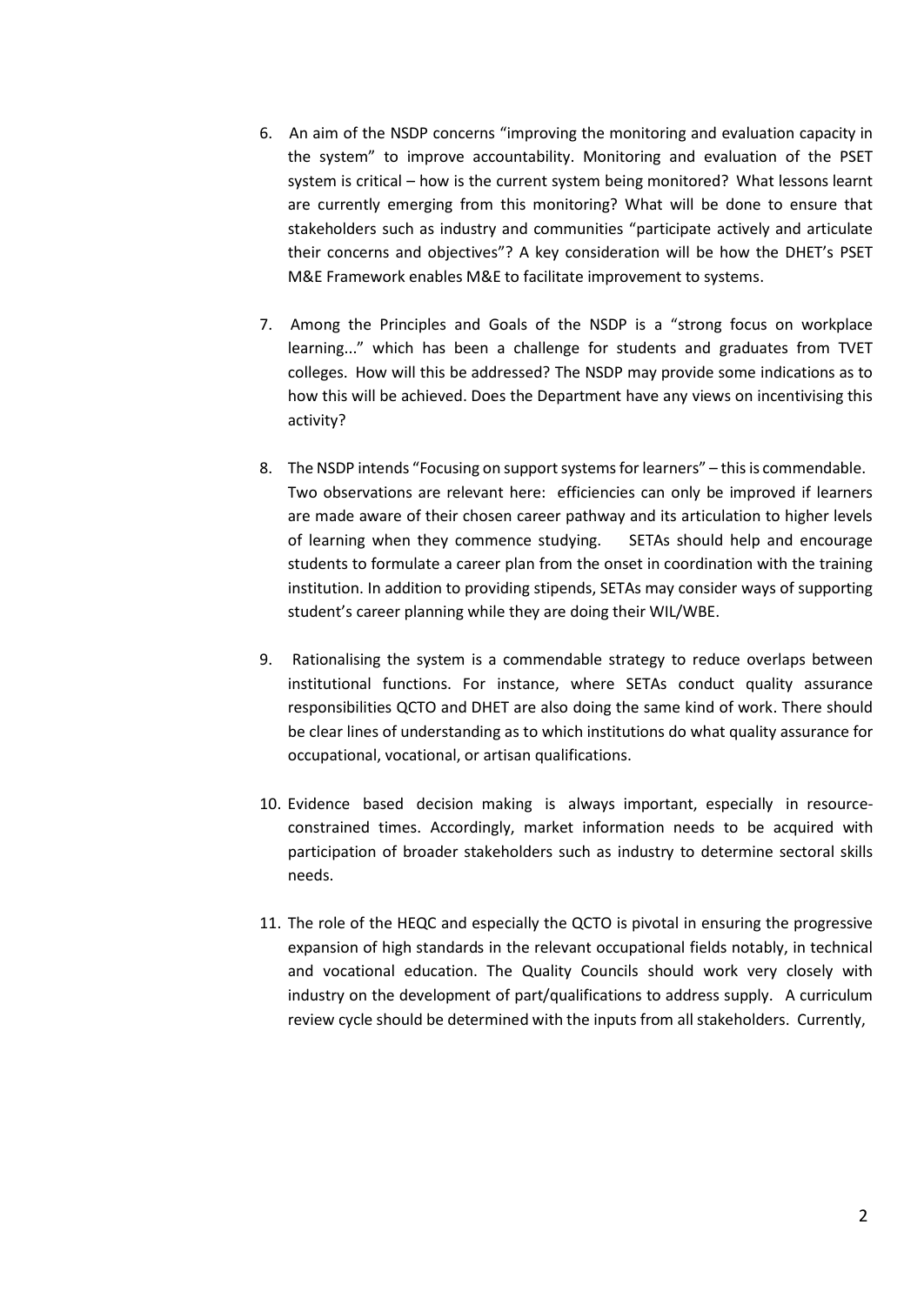6. An aim of the NSDP concerns "improving the monitoring and evaluation capacity in the system" to improve accountability. Monitoring and evaluation of the PSET system is critical – how is the current system being monitored? What lessons learnt are currently emerging from this monitoring? What will be done to ensure that stakeholders such as industry and communities "participate actively and articulate their concerns and objectives"? A key consideration will be how the DHET's PSET M&E Framework enables M&E to facilitate improvement to systems.

7. Among the Principles and Goals of the NSDP is a "strong focus on workplace learning..." which has been a challenge for students and graduates from TVET colleges. How will this be addressed? The NSDP may provide some indications as to how this will be achieved. Does the Department have any views on incentivising this activity?

8. The NSDP intends "Focusing on support systems for learners" – this is commendable. Two observations are relevant here: efficiencies can only be improved if learners are made aware of their chosen career pathway and its articulation to higher levels of learning when they commence studying. SETAs should help and encourage students to formulate a career plan from the onset in coordination with the training institution. In addition to providing stipends, SETAs may consider ways of supporting student's career planning while they are doing their WIL/WBE.

9. Rationalising the system is a commendable strategy to reduce overlaps between institutional functions. For instance, where SETAs conduct quality assurance responsibilities QCTO and DHET are also doing the same kind of work. There should be clear lines of understanding as to which institutions do what quality assurance for occupational, vocational, or artisan qualifications.

10. Evidence based decision making is always important, especially in resource-constrained times. Accordingly, market information needs to be acquired with participation of broader stakeholders such as industry to determine sectoral skills needs.

11. The role of the HEQC and especially the QCTO is pivotal in ensuring the progressive expansion of high standards in the relevant occupational fields notably, in technical and vocational education. The Quality Councils should work very closely with industry on the development of part/qualifications to address supply. A curriculum review cycle should be determined with the inputs from all stakeholders. Currently,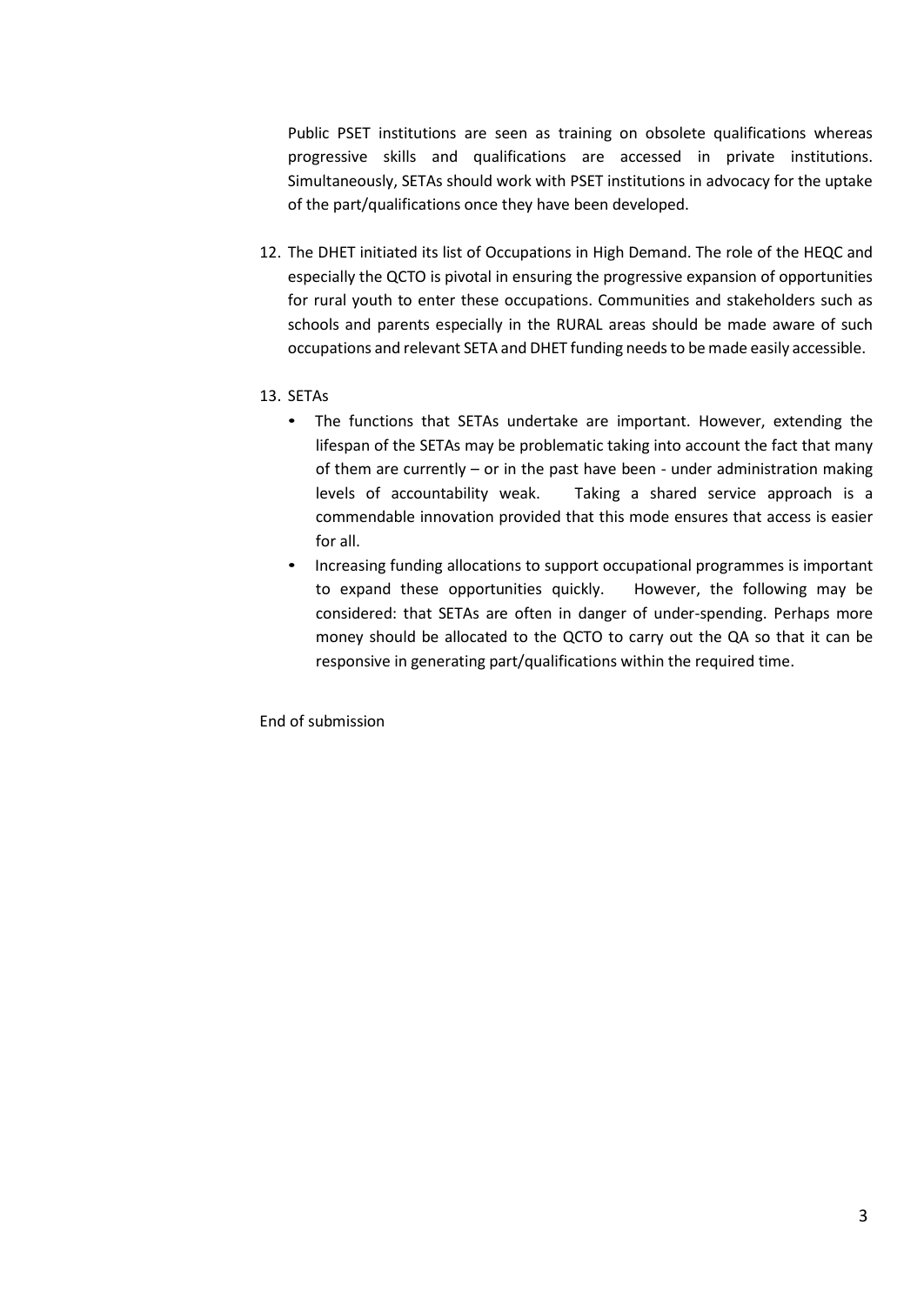Public PSET institutions are seen as training on obsolete qualifications whereas progressive skills and qualifications are accessed in private institutions. Simultaneously, SETAs should work with PSET institutions in advocacy for the uptake of the part/qualifications once they have been developed.

12. The DHET initiated its list of Occupations in High Demand. The role of the HEQC and especially the QCTO is pivotal in ensuring the progressive expansion of opportunities for rural youth to enter these occupations. Communities and stakeholders such as schools and parents especially in the RURAL areas should be made aware of such occupations and relevant SETA and DHET funding needs to be made easily accessible.

13. SETAs
    - The functions that SETAs undertake are important. However, extending the lifespan of the SETAs may be problematic taking into account the fact that many of them are currently – or in the past have been - under administration making levels of accountability weak. Taking a shared service approach is a commendable innovation provided that this mode ensures that access is easier for all.
    - Increasing funding allocations to support occupational programmes is important to expand these opportunities quickly. However, the following may be considered: that SETAs are often in danger of under-spending. Perhaps more money should be allocated to the QCTO to carry out the QA so that it can be responsive in generating part/qualifications within the required time.

End of submission